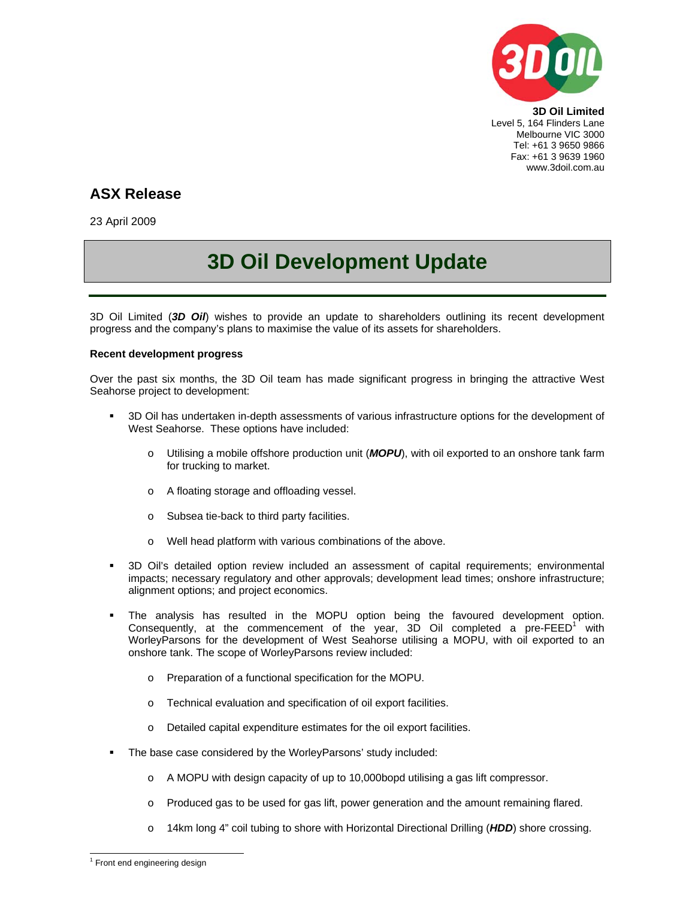**3D Oil Limited**
Level 5, 164 Flinders Lane
Melbourne VIC 3000
Tel: +61 3 9650 9866
Fax: +61 3 9639 1960
www.3doil.com.au

## ASX Release

23 April 2009

# 3D Oil Development Update

3D Oil Limited (***3D Oil***) wishes to provide an update to shareholders outlining its recent development progress and the company's plans to maximise the value of its assets for shareholders.

**Recent development progress**

Over the past six months, the 3D Oil team has made significant progress in bringing the attractive West Seahorse project to development:

- 3D Oil has undertaken in-depth assessments of various infrastructure options for the development of West Seahorse. These options have included:
  - Utilising a mobile offshore production unit (***MOPU***), with oil exported to an onshore tank farm for trucking to market.
  - A floating storage and offloading vessel.
  - Subsea tie-back to third party facilities.
  - Well head platform with various combinations of the above.
- 3D Oil's detailed option review included an assessment of capital requirements; environmental impacts; necessary regulatory and other approvals; development lead times; onshore infrastructure; alignment options; and project economics.
- The analysis has resulted in the MOPU option being the favoured development option. Consequently, at the commencement of the year, 3D Oil completed a pre-FEED[1] with WorleyParsons for the development of West Seahorse utilising a MOPU, with oil exported to an onshore tank. The scope of WorleyParsons review included:
  - Preparation of a functional specification for the MOPU.
  - Technical evaluation and specification of oil export facilities.
  - Detailed capital expenditure estimates for the oil export facilities.
- The base case considered by the WorleyParsons' study included:
  - A MOPU with design capacity of up to 10,000bopd utilising a gas lift compressor.
  - Produced gas to be used for gas lift, power generation and the amount remaining flared.
  - 14km long 4" coil tubing to shore with Horizontal Directional Drilling (***HDD***) shore crossing.

[1] Front end engineering design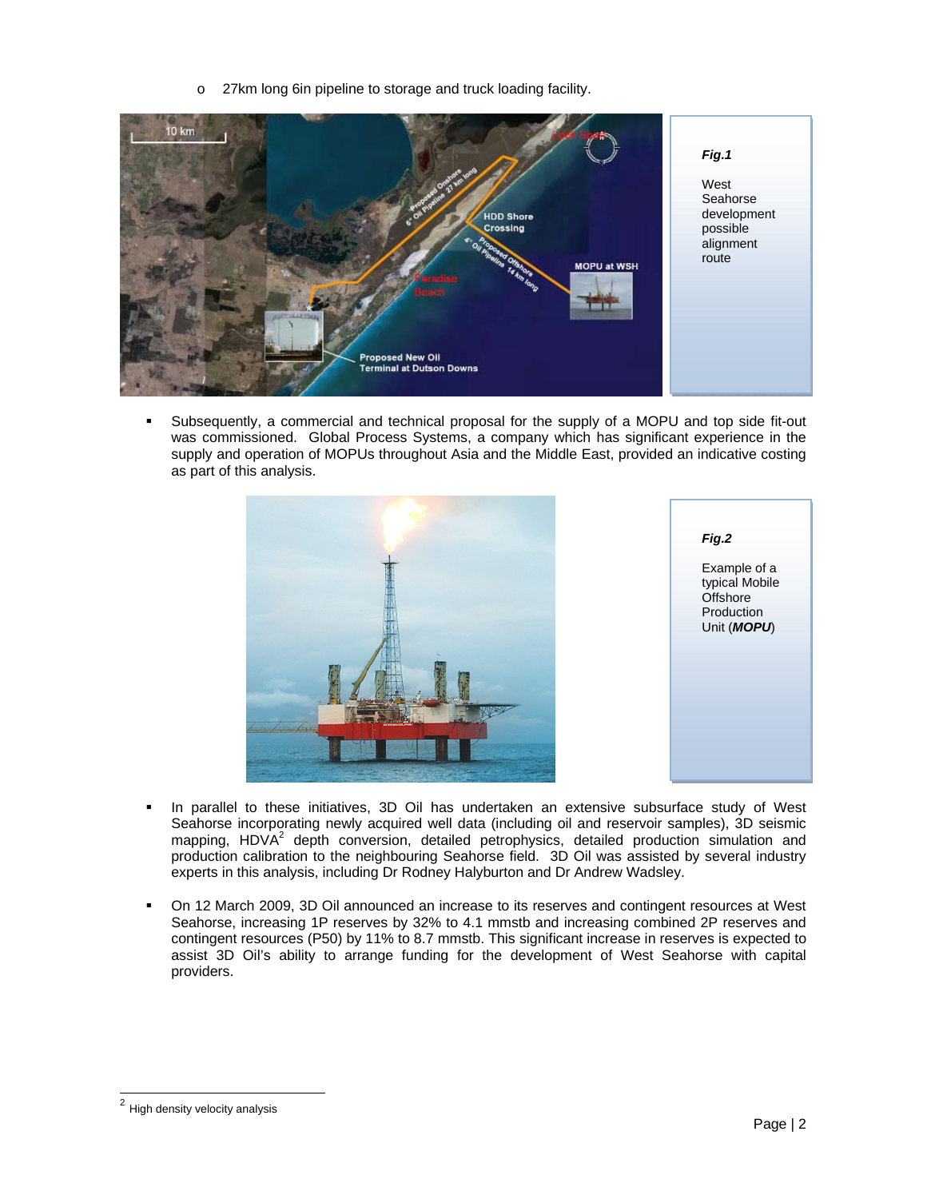- o 27km long 6in pipeline to storage and truck loading facility.

***Fig.1***

West Seahorse development possible alignment route

- Subsequently, a commercial and technical proposal for the supply of a MOPU and top side fit-out was commissioned. Global Process Systems, a company which has significant experience in the supply and operation of MOPUs throughout Asia and the Middle East, provided an indicative costing as part of this analysis.

***Fig.2***

Example of a typical Mobile Offshore Production Unit (***MOPU***)

- In parallel to these initiatives, 3D Oil has undertaken an extensive subsurface study of West Seahorse incorporating newly acquired well data (including oil and reservoir samples), 3D seismic mapping, HDVA[2] depth conversion, detailed petrophysics, detailed production simulation and production calibration to the neighbouring Seahorse field. 3D Oil was assisted by several industry experts in this analysis, including Dr Rodney Halyburton and Dr Andrew Wadsley.

- On 12 March 2009, 3D Oil announced an increase to its reserves and contingent resources at West Seahorse, increasing 1P reserves by 32% to 4.1 mmstb and increasing combined 2P reserves and contingent resources (P50) by 11% to 8.7 mmstb. This significant increase in reserves is expected to assist 3D Oil's ability to arrange funding for the development of West Seahorse with capital providers.

[2] High density velocity analysis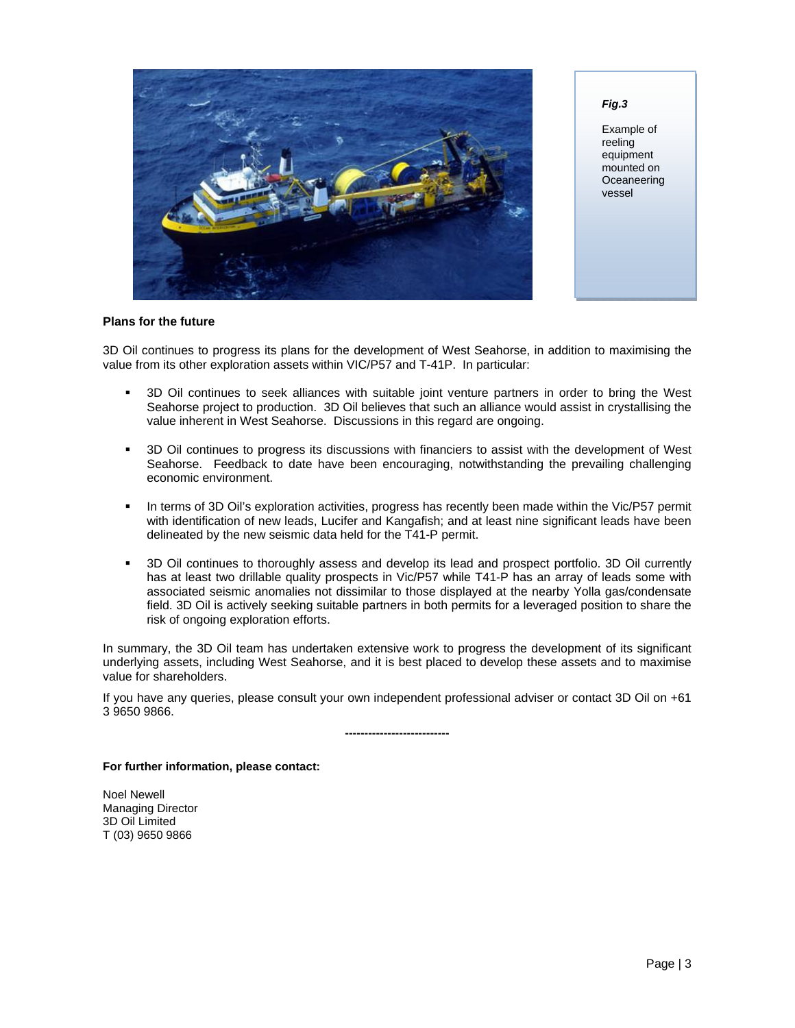*Fig.3*

Example of reeling equipment mounted on Oceaneering vessel

**Plans for the future**

3D Oil continues to progress its plans for the development of West Seahorse, in addition to maximising the value from its other exploration assets within VIC/P57 and T-41P. In particular:

- 3D Oil continues to seek alliances with suitable joint venture partners in order to bring the West Seahorse project to production. 3D Oil believes that such an alliance would assist in crystallising the value inherent in West Seahorse. Discussions in this regard are ongoing.

- 3D Oil continues to progress its discussions with financiers to assist with the development of West Seahorse. Feedback to date have been encouraging, notwithstanding the prevailing challenging economic environment.

- In terms of 3D Oil's exploration activities, progress has recently been made within the Vic/P57 permit with identification of new leads, Lucifer and Kangafish; and at least nine significant leads have been delineated by the new seismic data held for the T41-P permit.

- 3D Oil continues to thoroughly assess and develop its lead and prospect portfolio. 3D Oil currently has at least two drillable quality prospects in Vic/P57 while T41-P has an array of leads some with associated seismic anomalies not dissimilar to those displayed at the nearby Yolla gas/condensate field. 3D Oil is actively seeking suitable partners in both permits for a leveraged position to share the risk of ongoing exploration efforts.

In summary, the 3D Oil team has undertaken extensive work to progress the development of its significant underlying assets, including West Seahorse, and it is best placed to develop these assets and to maximise value for shareholders.

If you have any queries, please consult your own independent professional adviser or contact 3D Oil on +61 3 9650 9866.

---------------------------

**For further information, please contact:**

Noel Newell
Managing Director
3D Oil Limited
T (03) 9650 9866